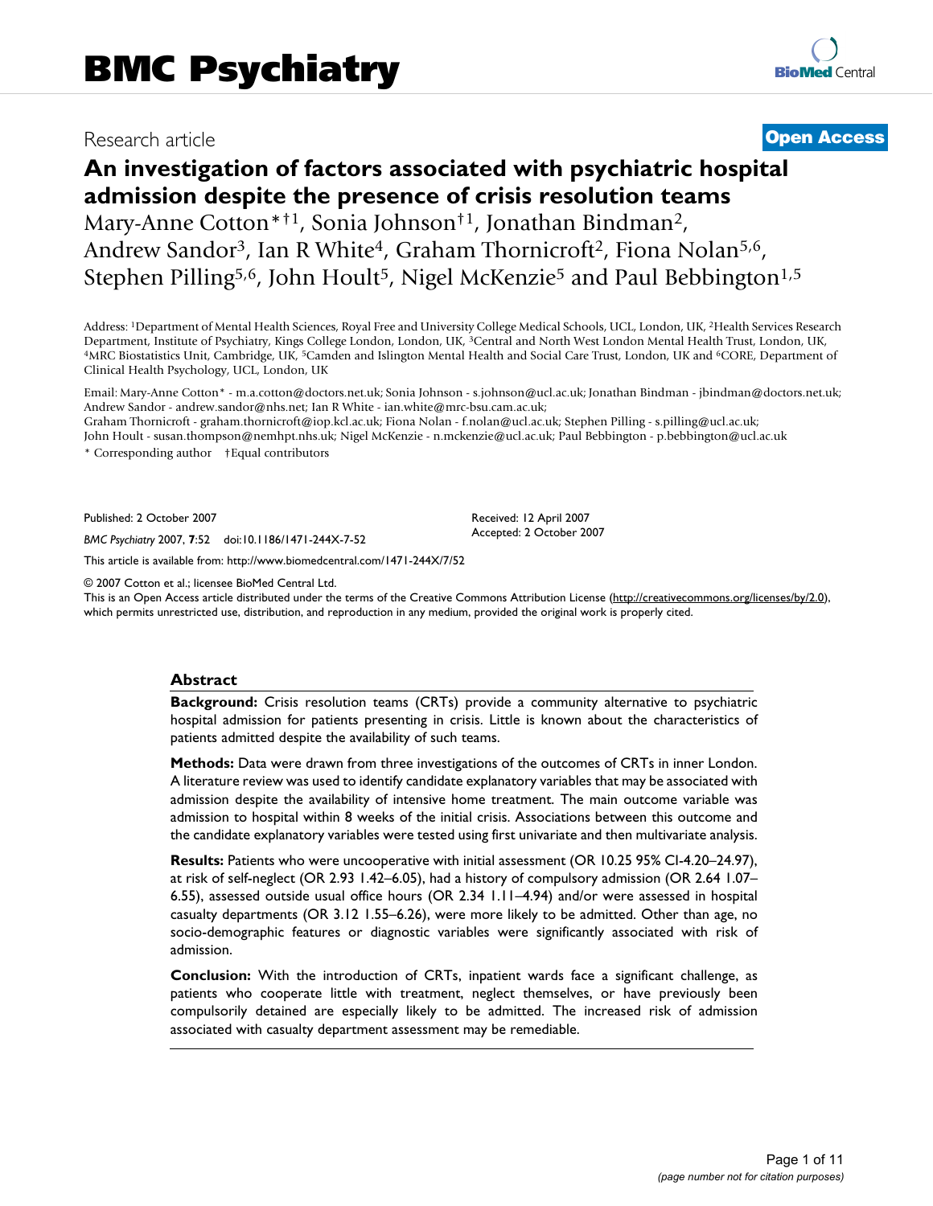BMC Psychiatry

Research article

**Open Access**

# An investigation of factors associated with psychiatric hospital admission despite the presence of crisis resolution teams

Mary-Anne Cotton*†[1], Sonia Johnson†[1], Jonathan Bindman[2], Andrew Sandor[3], Ian R White[4], Graham Thornicroft[2], Fiona Nolan[5,6], Stephen Pilling[5,6], John Hoult[5], Nigel McKenzie[5] and Paul Bebbington[1,5]

Address: [1]Department of Mental Health Sciences, Royal Free and University College Medical Schools, UCL, London, UK, [2]Health Services Research Department, Institute of Psychiatry, Kings College London, London, UK, [3]Central and North West London Mental Health Trust, London, UK, [4]MRC Biostatistics Unit, Cambridge, UK, [5]Camden and Islington Mental Health and Social Care Trust, London, UK and [6]CORE, Department of Clinical Health Psychology, UCL, London, UK

Email: Mary-Anne Cotton* - m.a.cotton@doctors.net.uk; Sonia Johnson - s.johnson@ucl.ac.uk; Jonathan Bindman - jbindman@doctors.net.uk; Andrew Sandor - andrew.sandor@nhs.net; Ian R White - ian.white@mrc-bsu.cam.ac.uk; Graham Thornicroft - graham.thornicroft@iop.kcl.ac.uk; Fiona Nolan - f.nolan@ucl.ac.uk; Stephen Pilling - s.pilling@ucl.ac.uk; John Hoult - susan.thompson@nemhpt.nhs.uk; Nigel McKenzie - n.mckenzie@ucl.ac.uk; Paul Bebbington - p.bebbington@ucl.ac.uk

* Corresponding author †Equal contributors

Published: 2 October 2007

*BMC Psychiatry* 2007, **7**:52 doi:10.1186/1471-244X-7-52

Received: 12 April 2007
Accepted: 2 October 2007

This article is available from: http://www.biomedcentral.com/1471-244X/7/52

© 2007 Cotton et al.; licensee BioMed Central Ltd.
This is an Open Access article distributed under the terms of the Creative Commons Attribution License (http://creativecommons.org/licenses/by/2.0), which permits unrestricted use, distribution, and reproduction in any medium, provided the original work is properly cited.

## Abstract

**Background:** Crisis resolution teams (CRTs) provide a community alternative to psychiatric hospital admission for patients presenting in crisis. Little is known about the characteristics of patients admitted despite the availability of such teams.

**Methods:** Data were drawn from three investigations of the outcomes of CRTs in inner London. A literature review was used to identify candidate explanatory variables that may be associated with admission despite the availability of intensive home treatment. The main outcome variable was admission to hospital within 8 weeks of the initial crisis. Associations between this outcome and the candidate explanatory variables were tested using first univariate and then multivariate analysis.

**Results:** Patients who were uncooperative with initial assessment (OR 10.25 95% CI-4.20–24.97), at risk of self-neglect (OR 2.93 1.42–6.05), had a history of compulsory admission (OR 2.64 1.07–6.55), assessed outside usual office hours (OR 2.34 1.11–4.94) and/or were assessed in hospital casualty departments (OR 3.12 1.55–6.26), were more likely to be admitted. Other than age, no socio-demographic features or diagnostic variables were significantly associated with risk of admission.

**Conclusion:** With the introduction of CRTs, inpatient wards face a significant challenge, as patients who cooperate little with treatment, neglect themselves, or have previously been compulsorily detained are especially likely to be admitted. The increased risk of admission associated with casualty department assessment may be remediable.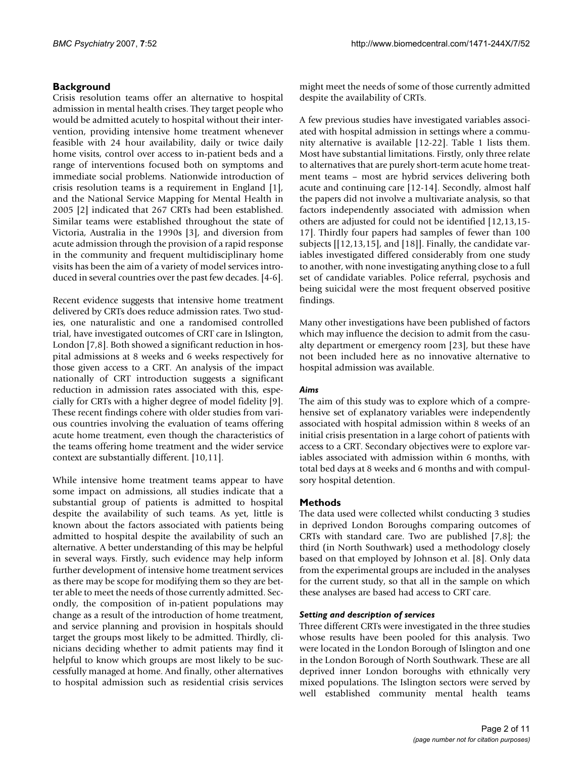## Background

Crisis resolution teams offer an alternative to hospital admission in mental health crises. They target people who would be admitted acutely to hospital without their intervention, providing intensive home treatment whenever feasible with 24 hour availability, daily or twice daily home visits, control over access to in-patient beds and a range of interventions focused both on symptoms and immediate social problems. Nationwide introduction of crisis resolution teams is a requirement in England [1], and the National Service Mapping for Mental Health in 2005 [2] indicated that 267 CRTs had been established. Similar teams were established throughout the state of Victoria, Australia in the 1990s [3], and diversion from acute admission through the provision of a rapid response in the community and frequent multidisciplinary home visits has been the aim of a variety of model services introduced in several countries over the past few decades. [4-6].

Recent evidence suggests that intensive home treatment delivered by CRTs does reduce admission rates. Two studies, one naturalistic and one a randomised controlled trial, have investigated outcomes of CRT care in Islington, London [7,8]. Both showed a significant reduction in hospital admissions at 8 weeks and 6 weeks respectively for those given access to a CRT. An analysis of the impact nationally of CRT introduction suggests a significant reduction in admission rates associated with this, especially for CRTs with a higher degree of model fidelity [9]. These recent findings cohere with older studies from various countries involving the evaluation of teams offering acute home treatment, even though the characteristics of the teams offering home treatment and the wider service context are substantially different. [10,11].

While intensive home treatment teams appear to have some impact on admissions, all studies indicate that a substantial group of patients is admitted to hospital despite the availability of such teams. As yet, little is known about the factors associated with patients being admitted to hospital despite the availability of such an alternative. A better understanding of this may be helpful in several ways. Firstly, such evidence may help inform further development of intensive home treatment services as there may be scope for modifying them so they are better able to meet the needs of those currently admitted. Secondly, the composition of in-patient populations may change as a result of the introduction of home treatment, and service planning and provision in hospitals should target the groups most likely to be admitted. Thirdly, clinicians deciding whether to admit patients may find it helpful to know which groups are most likely to be successfully managed at home. And finally, other alternatives to hospital admission such as residential crisis services might meet the needs of some of those currently admitted despite the availability of CRTs.

A few previous studies have investigated variables associated with hospital admission in settings where a community alternative is available [12-22]. Table 1 lists them. Most have substantial limitations. Firstly, only three relate to alternatives that are purely short-term acute home treatment teams – most are hybrid services delivering both acute and continuing care [12-14]. Secondly, almost half the papers did not involve a multivariate analysis, so that factors independently associated with admission when others are adjusted for could not be identified [12,13,15-17]. Thirdly four papers had samples of fewer than 100 subjects [[12,13,15], and [18]]. Finally, the candidate variables investigated differed considerably from one study to another, with none investigating anything close to a full set of candidate variables. Police referral, psychosis and being suicidal were the most frequent observed positive findings.

Many other investigations have been published of factors which may influence the decision to admit from the casualty department or emergency room [23], but these have not been included here as no innovative alternative to hospital admission was available.

### *Aims*

The aim of this study was to explore which of a comprehensive set of explanatory variables were independently associated with hospital admission within 8 weeks of an initial crisis presentation in a large cohort of patients with access to a CRT. Secondary objectives were to explore variables associated with admission within 6 months, with total bed days at 8 weeks and 6 months and with compulsory hospital detention.

## Methods

The data used were collected whilst conducting 3 studies in deprived London Boroughs comparing outcomes of CRTs with standard care. Two are published [7,8]; the third (in North Southwark) used a methodology closely based on that employed by Johnson et al. [8]. Only data from the experimental groups are included in the analyses for the current study, so that all in the sample on which these analyses are based had access to CRT care.

### *Setting and description of services*

Three different CRTs were investigated in the three studies whose results have been pooled for this analysis. Two were located in the London Borough of Islington and one in the London Borough of North Southwark. These are all deprived inner London boroughs with ethnically very mixed populations. The Islington sectors were served by well established community mental health teams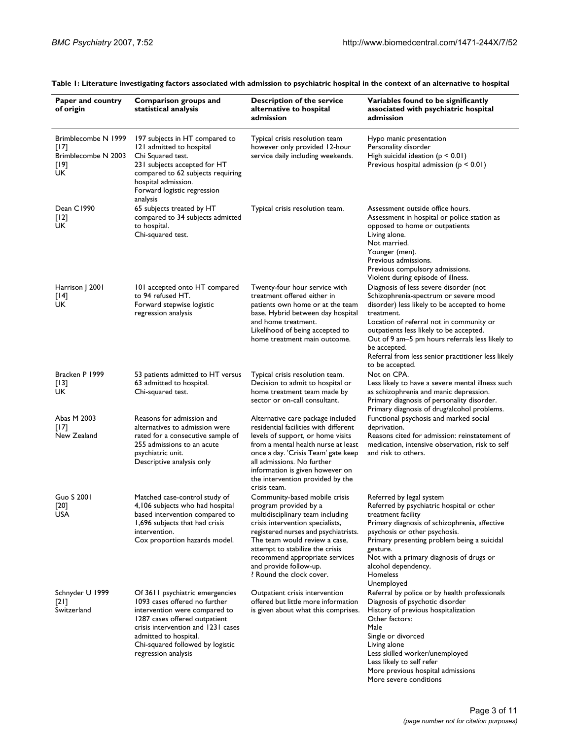**Table 1: Literature investigating factors associated with admission to psychiatric hospital in the context of an alternative to hospital**

| Paper and country of origin | Comparison groups and statistical analysis | Description of the service alternative to hospital admission | Variables found to be significantly associated with psychiatric hospital admission |
| --- | --- | --- | --- |
| Brimblecombe N 1999 [17]<br>Brimblecombe N 2003 [19]<br>UK | 197 subjects in HT compared to 121 admitted to hospital<br>Chi Squared test.<br>231 subjects accepted for HT compared to 62 subjects requiring hospital admission.<br>Forward logistic regression analysis | Typical crisis resolution team however only provided 12-hour service daily including weekends. | Hypo manic presentation<br>Personality disorder<br>High suicidal ideation ($p < 0.01$)<br>Previous hospital admission ($p < 0.01$) |
| Dean C1990 [12]<br>UK | 65 subjects treated by HT compared to 34 subjects admitted to hospital.<br>Chi-squared test. | Typical crisis resolution team. | Assessment outside office hours.<br>Assessment in hospital or police station as opposed to home or outpatients<br>Living alone.<br>Not married.<br>Younger (men).<br>Previous admissions.<br>Previous compulsory admissions.<br>Violent during episode of illness. |
| Harrison J 2001 [14]<br>UK | 101 accepted onto HT compared to 94 refused HT.<br>Forward stepwise logistic regression analysis | Twenty-four hour service with treatment offered either in patients own home or at the team base. Hybrid between day hospital and home treatment.<br>Likelihood of being accepted to home treatment main outcome. | Diagnosis of less severe disorder (not Schizophrenia-spectrum or severe mood disorder) less likely to be accepted to home treatment.<br>Location of referral not in community or outpatients less likely to be accepted.<br>Out of 9 am–5 pm hours referrals less likely to be accepted.<br>Referral from less senior practitioner less likely to be accepted. |
| Bracken P 1999 [13]<br>UK | 53 patients admitted to HT versus 63 admitted to hospital.<br>Chi-squared test. | Typical crisis resolution team.<br>Decision to admit to hospital or home treatment team made by sector or on-call consultant. | Not on CPA.<br>Less likely to have a severe mental illness such as schizophrenia and manic depression.<br>Primary diagnosis of personality disorder.<br>Primary diagnosis of drug/alcohol problems. |
| Abas M 2003 [17]<br>New Zealand | Reasons for admission and alternatives to admission were rated for a consecutive sample of 255 admissions to an acute psychiatric unit.<br>Descriptive analysis only | Alternative care package included residential facilities with different levels of support, or home visits from a mental health nurse at least once a day. 'Crisis Team' gate keep all admissions. No further information is given however on the intervention provided by the crisis team. | Functional psychosis and marked social deprivation.<br>Reasons cited for admission: reinstatement of medication, intensive observation, risk to self and risk to others. |
| Guo S 2001 [20]<br>USA | Matched case-control study of 4,106 subjects who had hospital based intervention compared to 1,696 subjects that had crisis intervention.<br>Cox proportion hazards model. | Community-based mobile crisis program provided by a multidisciplinary team including crisis intervention specialists, registered nurses and psychiatrists. The team would review a case, attempt to stabilize the crisis recommend appropriate services and provide follow-up.<br>? Round the clock cover. | Referred by legal system<br>Referred by psychiatric hospital or other treatment facility<br>Primary diagnosis of schizophrenia, affective psychosis or other psychosis.<br>Primary presenting problem being a suicidal gesture.<br>Not with a primary diagnosis of drugs or alcohol dependency.<br>Homeless<br>Unemployed |
| Schnyder U 1999 [21]<br>Switzerland | Of 3611 psychiatric emergencies 1093 cases offered no further intervention were compared to 1287 cases offered outpatient crisis intervention and 1231 cases admitted to hospital.<br>Chi-squared followed by logistic regression analysis | Outpatient crisis intervention offered but little more information is given about what this comprises. | Referral by police or by health professionals<br>Diagnosis of psychotic disorder<br>History of previous hospitalization<br>Other factors:<br>Male<br>Single or divorced<br>Living alone<br>Less skilled worker/unemployed<br>Less likely to self refer<br>More previous hospital admissions<br>More severe conditions |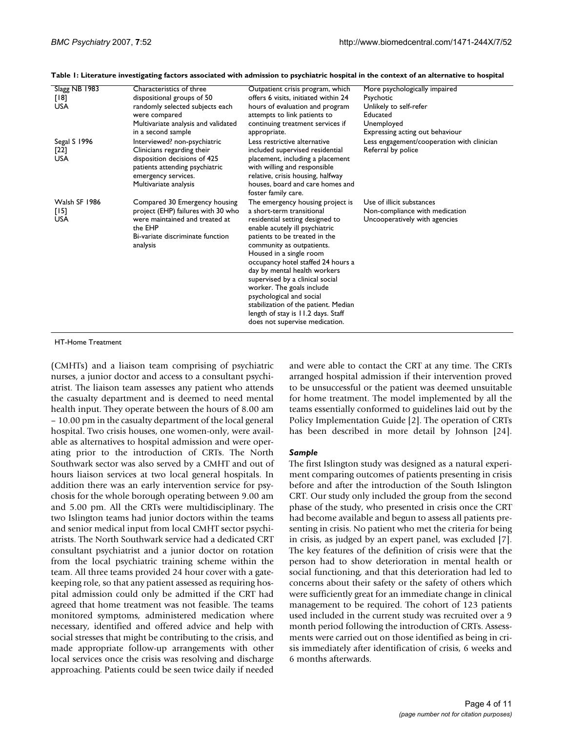**Table 1: Literature investigating factors associated with admission to psychiatric hospital in the context of an alternative to hospital**

| | | | |
|---|---|---|---|
| Slagg NB 1983 [18] USA | Characteristics of three dispositional groups of 50 randomly selected subjects each were compared<br>Multivariate analysis and validated in a second sample | Outpatient crisis program, which offers 6 visits, initiated within 24 hours of evaluation and program attempts to link patients to continuing treatment services if appropriate. | More psychologically impaired<br>Psychotic<br>Unlikely to self-refer<br>Educated<br>Unemployed<br>Expressing acting out behaviour |
| Segal S 1996 [22] USA | Interviewed? non-psychiatric Clinicians regarding their disposition decisions of 425 patients attending psychiatric emergency services.<br>Multivariate analysis | Less restrictive alternative included supervised residential placement, including a placement with willing and responsible relative, crisis housing, halfway houses, board and care homes and foster family care. | Less engagement/cooperation with clinician<br>Referral by police |
| Walsh SF 1986 [15] USA | Compared 30 Emergency housing project (EHP) failures with 30 who were maintained and treated at the EHP<br>Bi-variate discriminate function analysis | The emergency housing project is a short-term transitional residential setting designed to enable acutely ill psychiatric patients to be treated in the community as outpatients. Housed in a single room occupancy hotel staffed 24 hours a day by mental health workers supervised by a clinical social worker. The goals include psychological and social stabilization of the patient. Median length of stay is 11.2 days. Staff does not supervise medication. | Use of illicit substances<br>Non-compliance with medication<br>Uncooperatively with agencies |

HT-Home Treatment

(CMHTs) and a liaison team comprising of psychiatric nurses, a junior doctor and access to a consultant psychiatrist. The liaison team assesses any patient who attends the casualty department and is deemed to need mental health input. They operate between the hours of 8.00 am – 10.00 pm in the casualty department of the local general hospital. Two crisis houses, one women-only, were available as alternatives to hospital admission and were operating prior to the introduction of CRTs. The North Southwark sector was also served by a CMHT and out of hours liaison services at two local general hospitals. In addition there was an early intervention service for psychosis for the whole borough operating between 9.00 am and 5.00 pm. All the CRTs were multidisciplinary. The two Islington teams had junior doctors within the teams and senior medical input from local CMHT sector psychiatrists. The North Southwark service had a dedicated CRT consultant psychiatrist and a junior doctor on rotation from the local psychiatric training scheme within the team. All three teams provided 24 hour cover with a gatekeeping role, so that any patient assessed as requiring hospital admission could only be admitted if the CRT had agreed that home treatment was not feasible. The teams monitored symptoms, administered medication where necessary, identified and offered advice and help with social stresses that might be contributing to the crisis, and made appropriate follow-up arrangements with other local services once the crisis was resolving and discharge approaching. Patients could be seen twice daily if needed and were able to contact the CRT at any time. The CRTs arranged hospital admission if their intervention proved to be unsuccessful or the patient was deemed unsuitable for home treatment. The model implemented by all the teams essentially conformed to guidelines laid out by the Policy Implementation Guide [2]. The operation of CRTs has been described in more detail by Johnson [24].

### *Sample*

The first Islington study was designed as a natural experiment comparing outcomes of patients presenting in crisis before and after the introduction of the South Islington CRT. Our study only included the group from the second phase of the study, who presented in crisis once the CRT had become available and begun to assess all patients presenting in crisis. No patient who met the criteria for being in crisis, as judged by an expert panel, was excluded [7]. The key features of the definition of crisis were that the person had to show deterioration in mental health or social functioning, and that this deterioration had led to concerns about their safety or the safety of others which were sufficiently great for an immediate change in clinical management to be required. The cohort of 123 patients used included in the current study was recruited over a 9 month period following the introduction of CRTs. Assessments were carried out on those identified as being in crisis immediately after identification of crisis, 6 weeks and 6 months afterwards.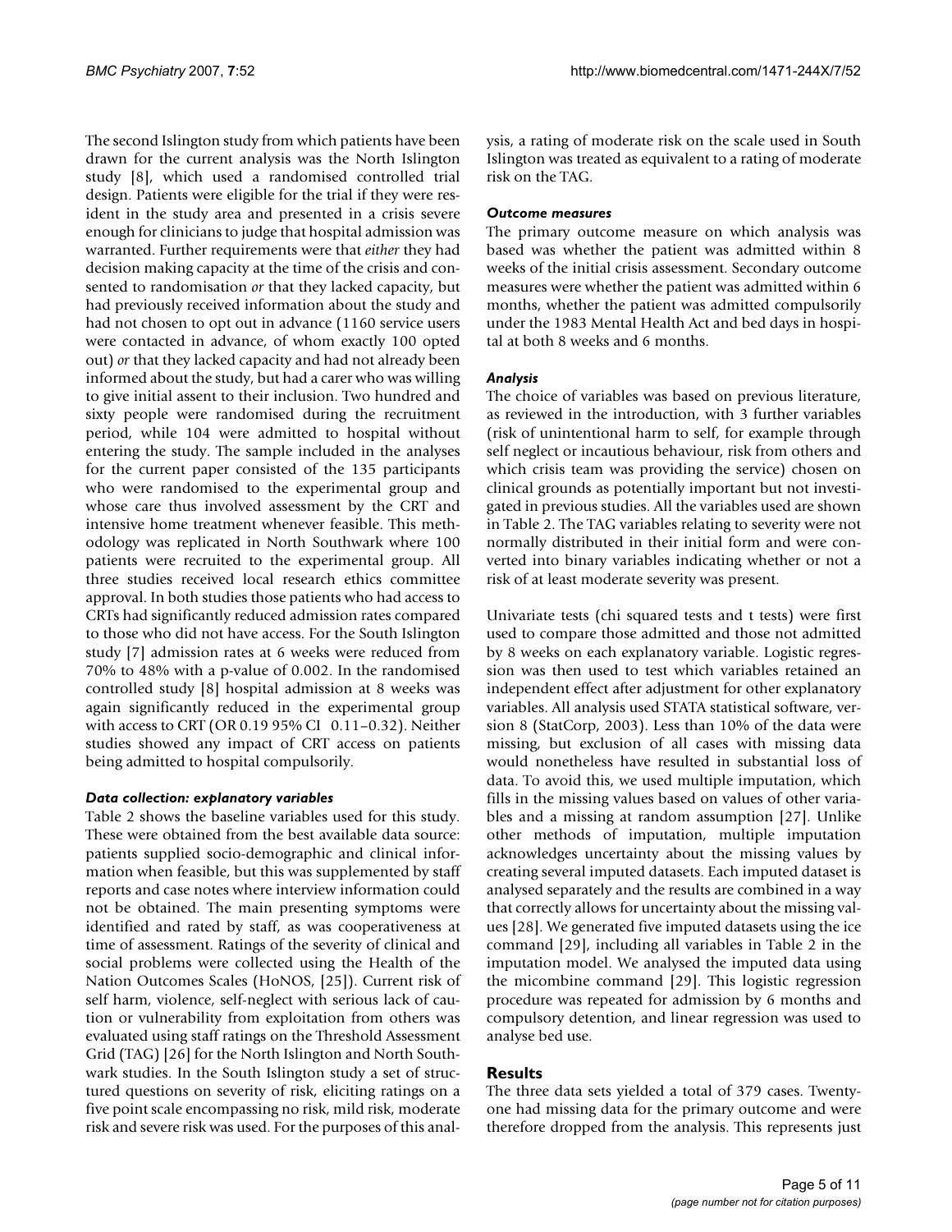The second Islington study from which patients have been drawn for the current analysis was the North Islington study [8], which used a randomised controlled trial design. Patients were eligible for the trial if they were resident in the study area and presented in a crisis severe enough for clinicians to judge that hospital admission was warranted. Further requirements were that *either* they had decision making capacity at the time of the crisis and consented to randomisation *or* that they lacked capacity, but had previously received information about the study and had not chosen to opt out in advance (1160 service users were contacted in advance, of whom exactly 100 opted out) *or* that they lacked capacity and had not already been informed about the study, but had a carer who was willing to give initial assent to their inclusion. Two hundred and sixty people were randomised during the recruitment period, while 104 were admitted to hospital without entering the study. The sample included in the analyses for the current paper consisted of the 135 participants who were randomised to the experimental group and whose care thus involved assessment by the CRT and intensive home treatment whenever feasible. This methodology was replicated in North Southwark where 100 patients were recruited to the experimental group. All three studies received local research ethics committee approval. In both studies those patients who had access to CRTs had significantly reduced admission rates compared to those who did not have access. For the South Islington study [7] admission rates at 6 weeks were reduced from 70% to 48% with a p-value of 0.002. In the randomised controlled study [8] hospital admission at 8 weeks was again significantly reduced in the experimental group with access to CRT (OR 0.19 95% CI 0.11–0.32). Neither studies showed any impact of CRT access on patients being admitted to hospital compulsorily.

### *Data collection: explanatory variables*

Table 2 shows the baseline variables used for this study. These were obtained from the best available data source: patients supplied socio-demographic and clinical information when feasible, but this was supplemented by staff reports and case notes where interview information could not be obtained. The main presenting symptoms were identified and rated by staff, as was cooperativeness at time of assessment. Ratings of the severity of clinical and social problems were collected using the Health of the Nation Outcomes Scales (HoNOS, [25]). Current risk of self harm, violence, self-neglect with serious lack of caution or vulnerability from exploitation from others was evaluated using staff ratings on the Threshold Assessment Grid (TAG) [26] for the North Islington and North Southwark studies. In the South Islington study a set of structured questions on severity of risk, eliciting ratings on a five point scale encompassing no risk, mild risk, moderate risk and severe risk was used. For the purposes of this analysis, a rating of moderate risk on the scale used in South Islington was treated as equivalent to a rating of moderate risk on the TAG.

### *Outcome measures*

The primary outcome measure on which analysis was based was whether the patient was admitted within 8 weeks of the initial crisis assessment. Secondary outcome measures were whether the patient was admitted within 6 months, whether the patient was admitted compulsorily under the 1983 Mental Health Act and bed days in hospital at both 8 weeks and 6 months.

### *Analysis*

The choice of variables was based on previous literature, as reviewed in the introduction, with 3 further variables (risk of unintentional harm to self, for example through self neglect or incautious behaviour, risk from others and which crisis team was providing the service) chosen on clinical grounds as potentially important but not investigated in previous studies. All the variables used are shown in Table 2. The TAG variables relating to severity were not normally distributed in their initial form and were converted into binary variables indicating whether or not a risk of at least moderate severity was present.

Univariate tests (chi squared tests and t tests) were first used to compare those admitted and those not admitted by 8 weeks on each explanatory variable. Logistic regression was then used to test which variables retained an independent effect after adjustment for other explanatory variables. All analysis used STATA statistical software, version 8 (StatCorp, 2003). Less than 10% of the data were missing, but exclusion of all cases with missing data would nonetheless have resulted in substantial loss of data. To avoid this, we used multiple imputation, which fills in the missing values based on values of other variables and a missing at random assumption [27]. Unlike other methods of imputation, multiple imputation acknowledges uncertainty about the missing values by creating several imputed datasets. Each imputed dataset is analysed separately and the results are combined in a way that correctly allows for uncertainty about the missing values [28]. We generated five imputed datasets using the ice command [29], including all variables in Table 2 in the imputation model. We analysed the imputed data using the micombine command [29]. This logistic regression procedure was repeated for admission by 6 months and compulsory detention, and linear regression was used to analyse bed use.

## Results

The three data sets yielded a total of 379 cases. Twenty-one had missing data for the primary outcome and were therefore dropped from the analysis. This represents just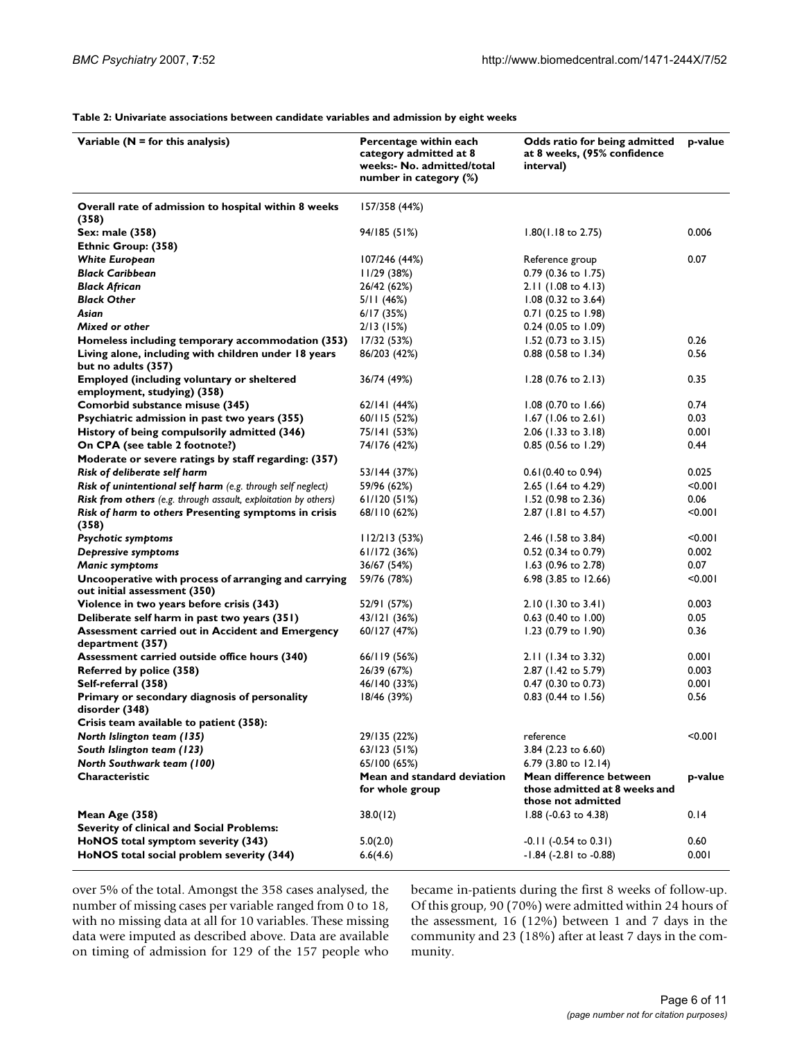**Table 2: Univariate associations between candidate variables and admission by eight weeks**

| Variable (N = for this analysis) | Percentage within each category admitted at 8 weeks:- No. admitted/total number in category (%) | Odds ratio for being admitted at 8 weeks, (95% confidence interval) | p-value |
|---|---|---|---|
| **Overall rate of admission to hospital within 8 weeks (358)** | 157/358 (44%) | | |
| **Sex: male (358)** | 94/185 (51%) | 1.80(1.18 to 2.75) | 0.006 |
| **Ethnic Group: (358)** | | | |
| ***White European*** | 107/246 (44%) | Reference group | 0.07 |
| ***Black Caribbean*** | 11/29 (38%) | 0.79 (0.36 to 1.75) | |
| ***Black African*** | 26/42 (62%) | 2.11 (1.08 to 4.13) | |
| ***Black Other*** | 5/11 (46%) | 1.08 (0.32 to 3.64) | |
| ***Asian*** | 6/17 (35%) | 0.71 (0.25 to 1.98) | |
| ***Mixed or other*** | 2/13 (15%) | 0.24 (0.05 to 1.09) | |
| **Homeless including temporary accommodation (353)** | 17/32 (53%) | 1.52 (0.73 to 3.15) | 0.26 |
| **Living alone, including with children under 18 years but no adults (357)** | 86/203 (42%) | 0.88 (0.58 to 1.34) | 0.56 |
| **Employed (including voluntary or sheltered employment, studying) (358)** | 36/74 (49%) | 1.28 (0.76 to 2.13) | 0.35 |
| **Comorbid substance misuse (345)** | 62/141 (44%) | 1.08 (0.70 to 1.66) | 0.74 |
| **Psychiatric admission in past two years (355)** | 60/115 (52%) | 1.67 (1.06 to 2.61) | 0.03 |
| **History of being compulsorily admitted (346)** | 75/141 (53%) | 2.06 (1.33 to 3.18) | 0.001 |
| **On CPA (see table 2 footnote?)** | 74/176 (42%) | 0.85 (0.56 to 1.29) | 0.44 |
| **Moderate or severe ratings by staff regarding: (357)** | | | |
| ***Risk of deliberate self harm*** | 53/144 (37%) | 0.61(0.40 to 0.94) | 0.025 |
| ***Risk of unintentional self harm*** *(e.g. through self neglect)* | 59/96 (62%) | 2.65 (1.64 to 4.29) | <0.001 |
| ***Risk from others*** *(e.g. through assault, exploitation by others)* | 61/120 (51%) | 1.52 (0.98 to 2.36) | 0.06 |
| ***Risk of harm to others* Presenting symptoms in crisis (358)** | 68/110 (62%) | 2.87 (1.81 to 4.57) | <0.001 |
| ***Psychotic symptoms*** | 112/213 (53%) | 2.46 (1.58 to 3.84) | <0.001 |
| ***Depressive symptoms*** | 61/172 (36%) | 0.52 (0.34 to 0.79) | 0.002 |
| ***Manic symptoms*** | 36/67 (54%) | 1.63 (0.96 to 2.78) | 0.07 |
| **Uncooperative with process of arranging and carrying out initial assessment (350)** | 59/76 (78%) | 6.98 (3.85 to 12.66) | <0.001 |
| **Violence in two years before crisis (343)** | 52/91 (57%) | 2.10 (1.30 to 3.41) | 0.003 |
| **Deliberate self harm in past two years (351)** | 43/121 (36%) | 0.63 (0.40 to 1.00) | 0.05 |
| **Assessment carried out in Accident and Emergency department (357)** | 60/127 (47%) | 1.23 (0.79 to 1.90) | 0.36 |
| **Assessment carried outside office hours (340)** | 66/119 (56%) | 2.11 (1.34 to 3.32) | 0.001 |
| **Referred by police (358)** | 26/39 (67%) | 2.87 (1.42 to 5.79) | 0.003 |
| **Self-referral (358)** | 46/140 (33%) | 0.47 (0.30 to 0.73) | 0.001 |
| **Primary or secondary diagnosis of personality disorder (348)** | 18/46 (39%) | 0.83 (0.44 to 1.56) | 0.56 |
| **Crisis team available to patient (358):** | | | |
| ***North Islington team (135)*** | 29/135 (22%) | reference | <0.001 |
| ***South Islington team (123)*** | 63/123 (51%) | 3.84 (2.23 to 6.60) | |
| ***North Southwark team (100)*** | 65/100 (65%) | 6.79 (3.80 to 12.14) | |
| **Characteristic** | **Mean and standard deviation for whole group** | **Mean difference between those admitted at 8 weeks and those not admitted** | **p-value** |
| **Mean Age (358)** | 38.0(12) | 1.88 (-0.63 to 4.38) | 0.14 |
| **Severity of clinical and Social Problems:** | | | |
| **HoNOS total symptom severity (343)** | 5.0(2.0) | -0.11 (-0.54 to 0.31) | 0.60 |
| **HoNOS total social problem severity (344)** | 6.6(4.6) | -1.84 (-2.81 to -0.88) | 0.001 |

over 5% of the total. Amongst the 358 cases analysed, the number of missing cases per variable ranged from 0 to 18, with no missing data at all for 10 variables. These missing data were imputed as described above. Data are available on timing of admission for 129 of the 157 people who became in-patients during the first 8 weeks of follow-up. Of this group, 90 (70%) were admitted within 24 hours of the assessment, 16 (12%) between 1 and 7 days in the community and 23 (18%) after at least 7 days in the community.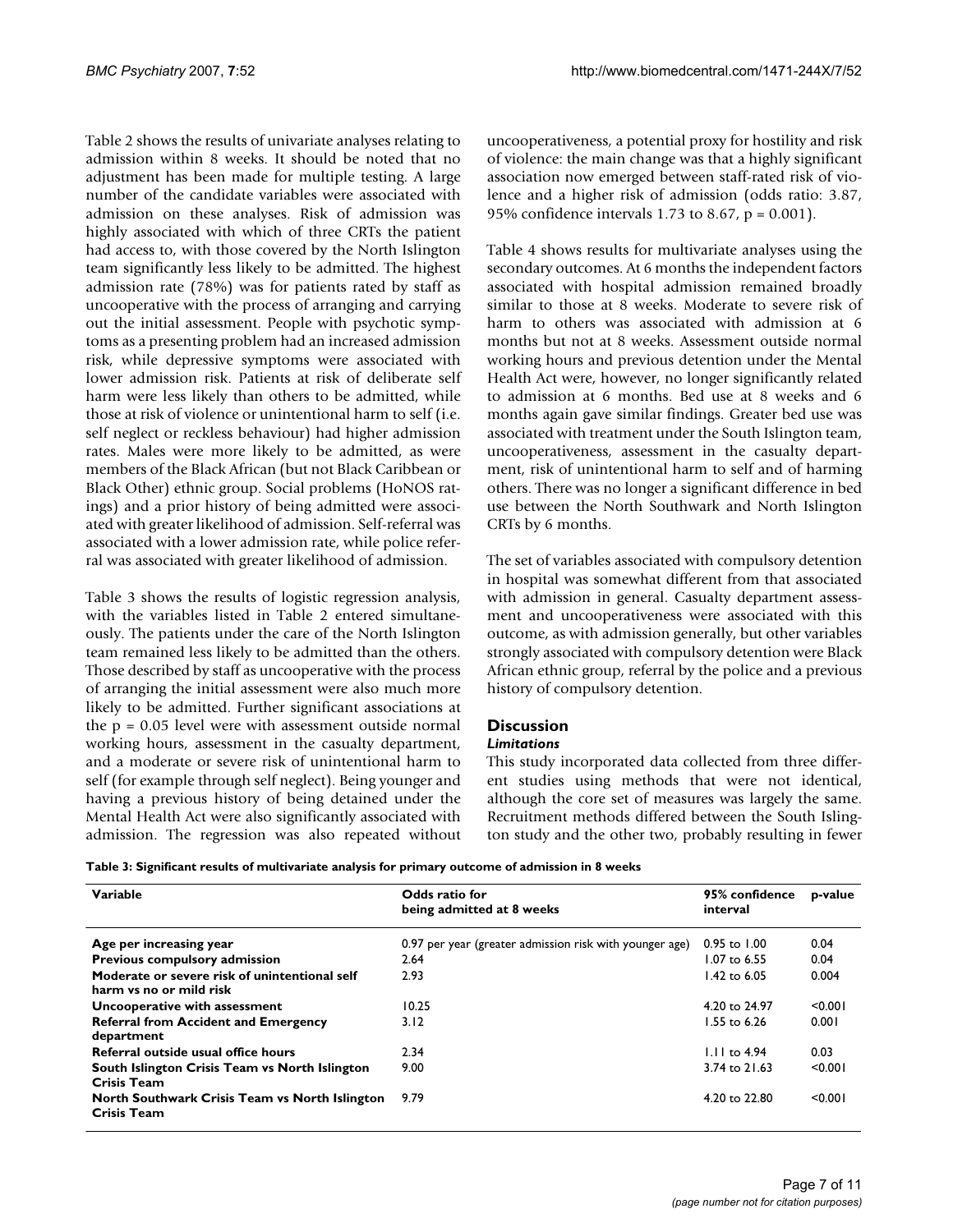Table 2 shows the results of univariate analyses relating to admission within 8 weeks. It should be noted that no adjustment has been made for multiple testing. A large number of the candidate variables were associated with admission on these analyses. Risk of admission was highly associated with which of three CRTs the patient had access to, with those covered by the North Islington team significantly less likely to be admitted. The highest admission rate (78%) was for patients rated by staff as uncooperative with the process of arranging and carrying out the initial assessment. People with psychotic symptoms as a presenting problem had an increased admission risk, while depressive symptoms were associated with lower admission risk. Patients at risk of deliberate self harm were less likely than others to be admitted, while those at risk of violence or unintentional harm to self (i.e. self neglect or reckless behaviour) had higher admission rates. Males were more likely to be admitted, as were members of the Black African (but not Black Caribbean or Black Other) ethnic group. Social problems (HoNOS ratings) and a prior history of being admitted were associated with greater likelihood of admission. Self-referral was associated with a lower admission rate, while police referral was associated with greater likelihood of admission.

Table 3 shows the results of logistic regression analysis, with the variables listed in Table 2 entered simultaneously. The patients under the care of the North Islington team remained less likely to be admitted than the others. Those described by staff as uncooperative with the process of arranging the initial assessment were also much more likely to be admitted. Further significant associations at the $p = 0.05$ level were with assessment outside normal working hours, assessment in the casualty department, and a moderate or severe risk of unintentional harm to self (for example through self neglect). Being younger and having a previous history of being detained under the Mental Health Act were also significantly associated with admission. The regression was also repeated without uncooperativeness, a potential proxy for hostility and risk of violence: the main change was that a highly significant association now emerged between staff-rated risk of violence and a higher risk of admission (odds ratio: 3.87, 95% confidence intervals 1.73 to 8.67, $p = 0.001$).

Table 4 shows results for multivariate analyses using the secondary outcomes. At 6 months the independent factors associated with hospital admission remained broadly similar to those at 8 weeks. Moderate to severe risk of harm to others was associated with admission at 6 months but not at 8 weeks. Assessment outside normal working hours and previous detention under the Mental Health Act were, however, no longer significantly related to admission at 6 months. Bed use at 8 weeks and 6 months again gave similar findings. Greater bed use was associated with treatment under the South Islington team, uncooperativeness, assessment in the casualty department, risk of unintentional harm to self and of harming others. There was no longer a significant difference in bed use between the North Southwark and North Islington CRTs by 6 months.

The set of variables associated with compulsory detention in hospital was somewhat different from that associated with admission in general. Casualty department assessment and uncooperativeness were associated with this outcome, as with admission generally, but other variables strongly associated with compulsory detention were Black African ethnic group, referral by the police and a previous history of compulsory detention.

## Discussion

### *Limitations*

This study incorporated data collected from three different studies using methods that were not identical, although the core set of measures was largely the same. Recruitment methods differed between the South Islington study and the other two, probably resulting in fewer

**Table 3: Significant results of multivariate analysis for primary outcome of admission in 8 weeks**

| Variable | Odds ratio for being admitted at 8 weeks | 95% confidence interval | p-value |
|---|---|---|---|
| **Age per increasing year** | 0.97 per year (greater admission risk with younger age) | 0.95 to 1.00 | 0.04 |
| **Previous compulsory admission** | 2.64 | 1.07 to 6.55 | 0.04 |
| **Moderate or severe risk of unintentional self harm vs no or mild risk** | 2.93 | 1.42 to 6.05 | 0.004 |
| **Uncooperative with assessment** | 10.25 | 4.20 to 24.97 | <0.001 |
| **Referral from Accident and Emergency department** | 3.12 | 1.55 to 6.26 | 0.001 |
| **Referral outside usual office hours** | 2.34 | 1.11 to 4.94 | 0.03 |
| **South Islington Crisis Team vs North Islington Crisis Team** | 9.00 | 3.74 to 21.63 | <0.001 |
| **North Southwark Crisis Team vs North Islington Crisis Team** | 9.79 | 4.20 to 22.80 | <0.001 |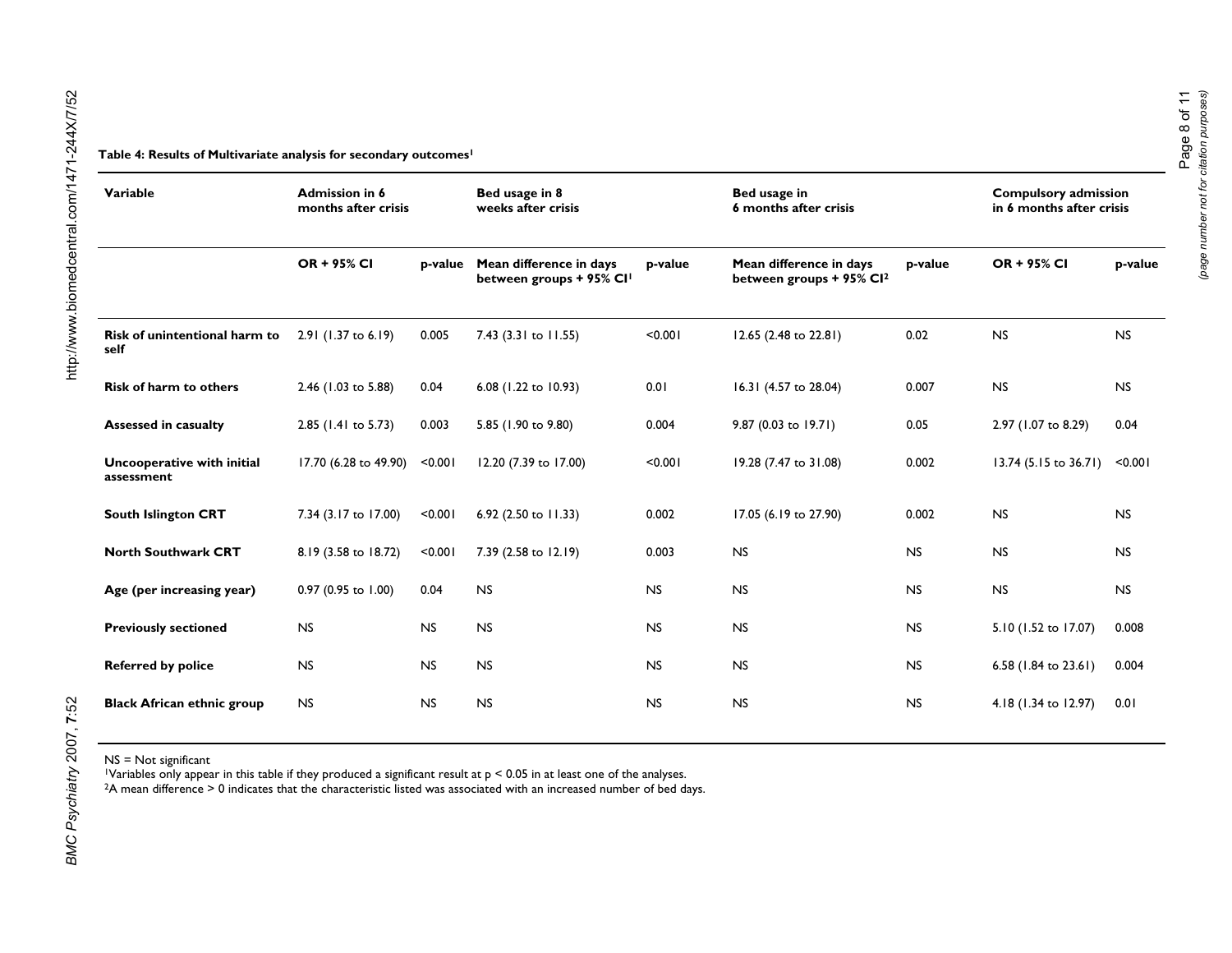**Table 4: Results of Multivariate analysis for secondary outcomes[1]**

| Variable | Admission in 6 months after crisis | | Bed usage in 8 weeks after crisis | | Bed usage in 6 months after crisis | | Compulsory admission in 6 months after crisis | |
|---|---|---|---|---|---|---|---|---|
| | OR + 95% CI | p-value | Mean difference in days between groups + 95% CI[1] | p-value | Mean difference in days between groups + 95% CI[2] | p-value | OR + 95% CI | p-value |
| **Risk of unintentional harm to self** | 2.91 (1.37 to 6.19) | 0.005 | 7.43 (3.31 to 11.55) | <0.001 | 12.65 (2.48 to 22.81) | 0.02 | NS | NS |
| **Risk of harm to others** | 2.46 (1.03 to 5.88) | 0.04 | 6.08 (1.22 to 10.93) | 0.01 | 16.31 (4.57 to 28.04) | 0.007 | NS | NS |
| **Assessed in casualty** | 2.85 (1.41 to 5.73) | 0.003 | 5.85 (1.90 to 9.80) | 0.004 | 9.87 (0.03 to 19.71) | 0.05 | 2.97 (1.07 to 8.29) | 0.04 |
| **Uncooperative with initial assessment** | 17.70 (6.28 to 49.90) | <0.001 | 12.20 (7.39 to 17.00) | <0.001 | 19.28 (7.47 to 31.08) | 0.002 | 13.74 (5.15 to 36.71) | <0.001 |
| **South Islington CRT** | 7.34 (3.17 to 17.00) | <0.001 | 6.92 (2.50 to 11.33) | 0.002 | 17.05 (6.19 to 27.90) | 0.002 | NS | NS |
| **North Southwark CRT** | 8.19 (3.58 to 18.72) | <0.001 | 7.39 (2.58 to 12.19) | 0.003 | NS | NS | NS | NS |
| **Age (per increasing year)** | 0.97 (0.95 to 1.00) | 0.04 | NS | NS | NS | NS | NS | NS |
| **Previously sectioned** | NS | NS | NS | NS | NS | NS | 5.10 (1.52 to 17.07) | 0.008 |
| **Referred by police** | NS | NS | NS | NS | NS | NS | 6.58 (1.84 to 23.61) | 0.004 |
| **Black African ethnic group** | NS | NS | NS | NS | NS | NS | 4.18 (1.34 to 12.97) | 0.01 |

NS = Not significant

[1]Variables only appear in this table if they produced a significant result at $p < 0.05$ in at least one of the analyses.

[2]A mean difference > 0 indicates that the characteristic listed was associated with an increased number of bed days.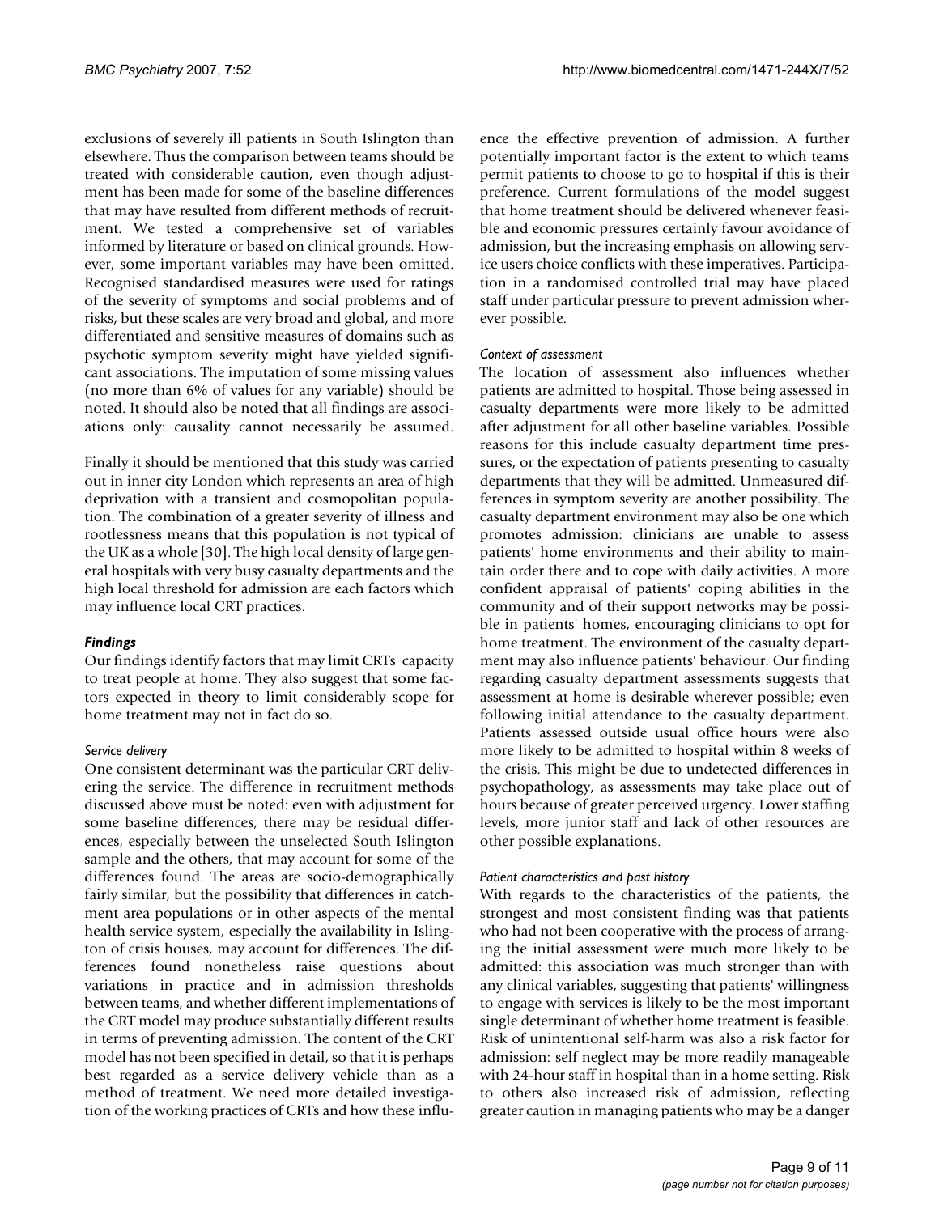exclusions of severely ill patients in South Islington than elsewhere. Thus the comparison between teams should be treated with considerable caution, even though adjustment has been made for some of the baseline differences that may have resulted from different methods of recruitment. We tested a comprehensive set of variables informed by literature or based on clinical grounds. However, some important variables may have been omitted. Recognised standardised measures were used for ratings of the severity of symptoms and social problems and of risks, but these scales are very broad and global, and more differentiated and sensitive measures of domains such as psychotic symptom severity might have yielded significant associations. The imputation of some missing values (no more than 6% of values for any variable) should be noted. It should also be noted that all findings are associations only: causality cannot necessarily be assumed.

Finally it should be mentioned that this study was carried out in inner city London which represents an area of high deprivation with a transient and cosmopolitan population. The combination of a greater severity of illness and rootlessness means that this population is not typical of the UK as a whole [30]. The high local density of large general hospitals with very busy casualty departments and the high local threshold for admission are each factors which may influence local CRT practices.

### Findings

Our findings identify factors that may limit CRTs' capacity to treat people at home. They also suggest that some factors expected in theory to limit considerably scope for home treatment may not in fact do so.

#### Service delivery

One consistent determinant was the particular CRT delivering the service. The difference in recruitment methods discussed above must be noted: even with adjustment for some baseline differences, there may be residual differences, especially between the unselected South Islington sample and the others, that may account for some of the differences found. The areas are socio-demographically fairly similar, but the possibility that differences in catchment area populations or in other aspects of the mental health service system, especially the availability in Islington of crisis houses, may account for differences. The differences found nonetheless raise questions about variations in practice and in admission thresholds between teams, and whether different implementations of the CRT model may produce substantially different results in terms of preventing admission. The content of the CRT model has not been specified in detail, so that it is perhaps best regarded as a service delivery vehicle than as a method of treatment. We need more detailed investigation of the working practices of CRTs and how these influence the effective prevention of admission. A further potentially important factor is the extent to which teams permit patients to choose to go to hospital if this is their preference. Current formulations of the model suggest that home treatment should be delivered whenever feasible and economic pressures certainly favour avoidance of admission, but the increasing emphasis on allowing service users choice conflicts with these imperatives. Participation in a randomised controlled trial may have placed staff under particular pressure to prevent admission wherever possible.

#### Context of assessment

The location of assessment also influences whether patients are admitted to hospital. Those being assessed in casualty departments were more likely to be admitted after adjustment for all other baseline variables. Possible reasons for this include casualty department time pressures, or the expectation of patients presenting to casualty departments that they will be admitted. Unmeasured differences in symptom severity are another possibility. The casualty department environment may also be one which promotes admission: clinicians are unable to assess patients' home environments and their ability to maintain order there and to cope with daily activities. A more confident appraisal of patients' coping abilities in the community and of their support networks may be possible in patients' homes, encouraging clinicians to opt for home treatment. The environment of the casualty department may also influence patients' behaviour. Our finding regarding casualty department assessments suggests that assessment at home is desirable wherever possible; even following initial attendance to the casualty department. Patients assessed outside usual office hours were also more likely to be admitted to hospital within 8 weeks of the crisis. This might be due to undetected differences in psychopathology, as assessments may take place out of hours because of greater perceived urgency. Lower staffing levels, more junior staff and lack of other resources are other possible explanations.

#### Patient characteristics and past history

With regards to the characteristics of the patients, the strongest and most consistent finding was that patients who had not been cooperative with the process of arranging the initial assessment were much more likely to be admitted: this association was much stronger than with any clinical variables, suggesting that patients' willingness to engage with services is likely to be the most important single determinant of whether home treatment is feasible. Risk of unintentional self-harm was also a risk factor for admission: self neglect may be more readily manageable with 24-hour staff in hospital than in a home setting. Risk to others also increased risk of admission, reflecting greater caution in managing patients who may be a danger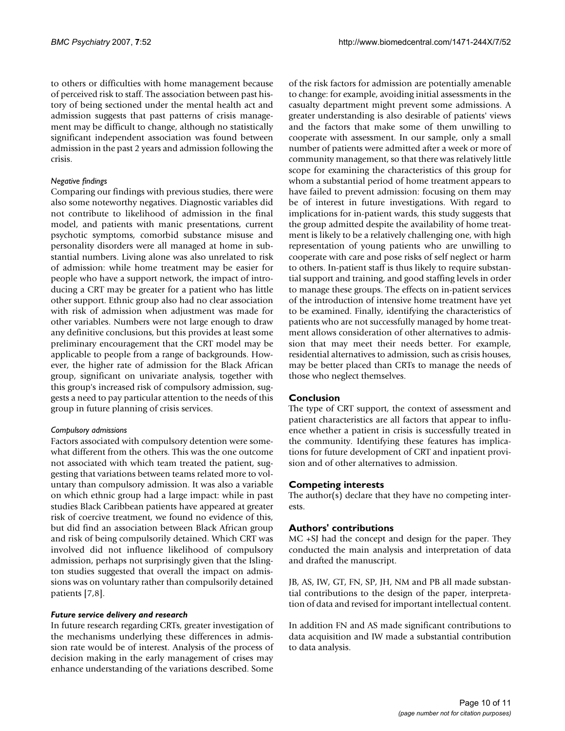to others or difficulties with home management because of perceived risk to staff. The association between past history of being sectioned under the mental health act and admission suggests that past patterns of crisis management may be difficult to change, although no statistically significant independent association was found between admission in the past 2 years and admission following the crisis.

#### *Negative findings*

Comparing our findings with previous studies, there were also some noteworthy negatives. Diagnostic variables did not contribute to likelihood of admission in the final model, and patients with manic presentations, current psychotic symptoms, comorbid substance misuse and personality disorders were all managed at home in substantial numbers. Living alone was also unrelated to risk of admission: while home treatment may be easier for people who have a support network, the impact of introducing a CRT may be greater for a patient who has little other support. Ethnic group also had no clear association with risk of admission when adjustment was made for other variables. Numbers were not large enough to draw any definitive conclusions, but this provides at least some preliminary encouragement that the CRT model may be applicable to people from a range of backgrounds. However, the higher rate of admission for the Black African group, significant on univariate analysis, together with this group's increased risk of compulsory admission, suggests a need to pay particular attention to the needs of this group in future planning of crisis services.

#### *Compulsory admissions*

Factors associated with compulsory detention were somewhat different from the others. This was the one outcome not associated with which team treated the patient, suggesting that variations between teams related more to voluntary than compulsory admission. It was also a variable on which ethnic group had a large impact: while in past studies Black Caribbean patients have appeared at greater risk of coercive treatment, we found no evidence of this, but did find an association between Black African group and risk of being compulsorily detained. Which CRT was involved did not influence likelihood of compulsory admission, perhaps not surprisingly given that the Islington studies suggested that overall the impact on admissions was on voluntary rather than compulsorily detained patients [7,8].

### *Future service delivery and research*

In future research regarding CRTs, greater investigation of the mechanisms underlying these differences in admission rate would be of interest. Analysis of the process of decision making in the early management of crises may enhance understanding of the variations described. Some of the risk factors for admission are potentially amenable to change: for example, avoiding initial assessments in the casualty department might prevent some admissions. A greater understanding is also desirable of patients' views and the factors that make some of them unwilling to cooperate with assessment. In our sample, only a small number of patients were admitted after a week or more of community management, so that there was relatively little scope for examining the characteristics of this group for whom a substantial period of home treatment appears to have failed to prevent admission: focusing on them may be of interest in future investigations. With regard to implications for in-patient wards, this study suggests that the group admitted despite the availability of home treatment is likely to be a relatively challenging one, with high representation of young patients who are unwilling to cooperate with care and pose risks of self neglect or harm to others. In-patient staff is thus likely to require substantial support and training, and good staffing levels in order to manage these groups. The effects on in-patient services of the introduction of intensive home treatment have yet to be examined. Finally, identifying the characteristics of patients who are not successfully managed by home treatment allows consideration of other alternatives to admission that may meet their needs better. For example, residential alternatives to admission, such as crisis houses, may be better placed than CRTs to manage the needs of those who neglect themselves.

## Conclusion

The type of CRT support, the context of assessment and patient characteristics are all factors that appear to influence whether a patient in crisis is successfully treated in the community. Identifying these features has implications for future development of CRT and inpatient provision and of other alternatives to admission.

## Competing interests

The author(s) declare that they have no competing interests.

## Authors' contributions

MC +SJ had the concept and design for the paper. They conducted the main analysis and interpretation of data and drafted the manuscript.

JB, AS, IW, GT, FN, SP, JH, NM and PB all made substantial contributions to the design of the paper, interpretation of data and revised for important intellectual content.

In addition FN and AS made significant contributions to data acquisition and IW made a substantial contribution to data analysis.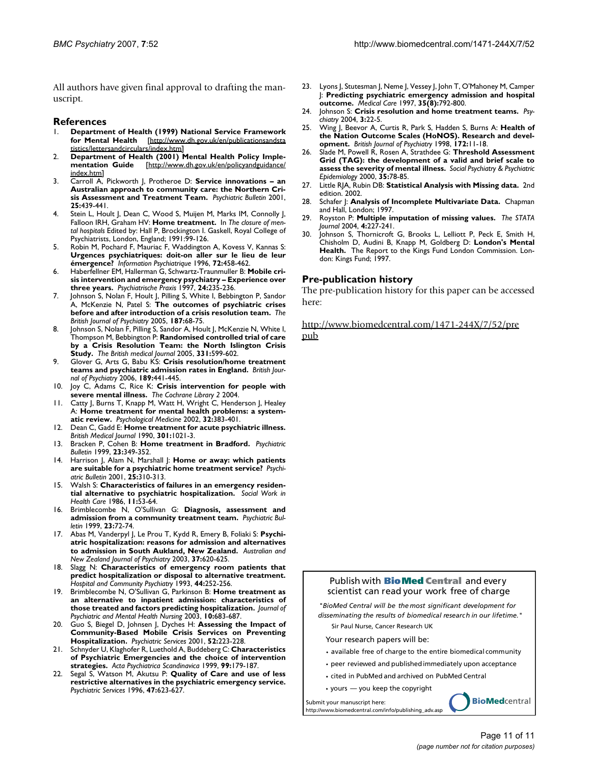All authors have given final approval to drafting the manuscript.

## References

1. **Department of Health (1999) National Service Framework for Mental Health** [http://www.dh.gov.uk/en/publicationsandstatistics/lettersandcirculars/index.htm]
2. **Department of Health (2001) Mental Health Policy Implementation Guide** [http://www.dh.gov.uk/en/policyandguidance/index.htm]
3. Carroll A, Pickworth J, Protheroe D: **Service innovations – an Australian approach to community care: the Northern Crisis Assessment and Treatment Team.** *Psychiatric Bulletin* 2001, **25:**439-441.
4. Stein L, Hoult J, Dean C, Wood S, Muijen M, Marks IM, Connolly J, Falloon IRH, Graham HV: **Home treatment.** In *The closure of mental hospitals* Edited by: Hall P, Brockington I. Gaskell, Royal College of Psychiatrists, London, England; 1991:99-126.
5. Robin M, Pochard F, Mauriac F, Waddington A, Kovess V, Kannas S: **Urgences psychiatriques: doit-on aller sur le lieu de leur émergence?** *Information Psychiatrique* 1996, **72:**458-462.
6. Haberfellner EM, Hallerman G, Schwartz-Traunmuller B: **Mobile crisis intervention and emergency psychiatry – Experience over three years.** *Psychiatrische Praxis* 1997, **24:**235-236.
7. Johnson S, Nolan F, Hoult J, Pilling S, White I, Bebbington P, Sandor A, McKenzie N, Patel S: **The outcomes of psychiatric crises before and after introduction of a crisis resolution team.** *The British Journal of Psychiatry* 2005, **187:**68-75.
8. Johnson S, Nolan F, Pilling S, Sandor A, Hoult J, McKenzie N, White I, Thompson M, Bebbington P: **Randomised controlled trial of care by a Crisis Resolution Team: the North Islington Crisis Study.** *The British medical Journal* 2005, **331:**599-602.
9. Glover G, Arts G, Babu KS: **Crisis resolution/home treatment teams and psychiatric admission rates in England.** *British Journal of Psychiatry* 2006, **189:**441-445.
10. Joy C, Adams C, Rice K: **Crisis intervention for people with severe mental illness.** *The Cochrane Library 2* 2004.
11. Catty J, Burns T, Knapp M, Watt H, Wright C, Henderson J, Healey A: **Home treatment for mental health problems: a systematic review.** *Psychological Medicine* 2002, **32:**383-401.
12. Dean C, Gadd E: **Home treatment for acute psychiatric illness.** *British Medical Journal* 1990, **301:**1021-3.
13. Bracken P, Cohen B: **Home treatment in Bradford.** *Psychiatric Bulletin* 1999, **23:**349-352.
14. Harrison J, Alam N, Marshall J: **Home or away: which patients are suitable for a psychiatric home treatment service?** *Psychiatric Bulletin* 2001, **25:**310-313.
15. Walsh S: **Characteristics of failures in an emergency residential alternative to psychiatric hospitalization.** *Social Work in Health Care* 1986, **11:**53-64.
16. Brimblecombe N, O'Sullivan G: **Diagnosis, assessment and admission from a community treatment team.** *Psychiatric Bulletin* 1999, **23:**72-74.
17. Abas M, Vanderpyl J, Le Prou T, Kydd R, Emery B, Foliaki S: **Psychiatric hospitalization: reasons for admission and alternatives to admission in South Aukland, New Zealand.** *Australian and New Zealand Journal of Psychiatry* 2003, **37:**620-625.
18. Slagg N: **Characteristics of emergency room patients that predict hospitalization or disposal to alternative treatment.** *Hospital and Community Psychiatry* 1993, **44:**252-256.
19. Brimblecombe N, O'Sullivan G, Parkinson B: **Home treatment as an alternative to inpatient admission: characteristics of those treated and factors predicting hospitalization.** *Journal of Psychiatric and Mental Health Nursing* 2003, **10:**683-687.
20. Guo S, Biegel D, Johnsen J, Dyches H: **Assessing the Impact of Community-Based Mobile Crisis Services on Preventing Hospitalization.** *Psychiatric Services* 2001, **52:**223-228.
21. Schnyder U, Klaghofer R, Luethold A, Buddeberg C: **Characteristics of Psychiatric Emergencies and the choice of intervention strategies.** *Acta Psychiatrica Scandinavica* 1999, **99:**179-187.
22. Segal S, Watson M, Akutsu P: **Quality of Care and use of less restrictive alternatives in the psychiatric emergency service.** *Psychiatric Services* 1996, **47:**623-627.
23. Lyons J, Stutesman J, Neme J, Vessey J, John T, O'Mahoney M, Camper J: **Predicting psychiatric emergency admission and hospital outcome.** *Medical Care* 1997, **35(8):**792-800.
24. Johnson S: **Crisis resolution and home treatment teams.** *Psychiatry* 2004, **3:**22-5.
25. Wing J, Beevor A, Curtis R, Park S, Hadden S, Burns A: **Health of the Nation Outcome Scales (HoNOS). Research and development.** *British Journal of Psychiatry* 1998, **172:**11-18.
26. Slade M, Powell R, Rosen A, Strathdee G: **Threshold Assessment Grid (TAG): the development of a valid and brief scale to assess the severity of mental illness.** *Social Psychiatry & Psychiatric Epidemiology* 2000, **35:**78-85.
27. Little RJA, Rubin DB: **Statistical Analysis with Missing data.** 2nd edition. 2002.
28. Schafer J: **Analysis of Incomplete Multivariate Data.** Chapman and Hall, London; 1997.
29. Royston P: **Multiple imputation of missing values.** *The STATA Journal* 2004, **4:**227-241.
30. Johnson S, Thornicroft G, Brooks L, Lelliott P, Peck E, Smith H, Chisholm D, Audini B, Knapp M, Goldberg D: **London's Mental Health.** The Report to the Kings Fund London Commission. London: Kings Fund; 1997.

## Pre-publication history

The pre-publication history for this paper can be accessed here:

http://www.biomedcentral.com/1471-244X/7/52/prepub

Publish with **BioMed Central** and every scientist can read your work free of charge

*"BioMed Central will be the most significant development for disseminating the results of biomedical research in our lifetime."*

Sir Paul Nurse, Cancer Research UK

Your research papers will be:

- available free of charge to the entire biomedical community
- peer reviewed and published immediately upon acceptance
- cited in PubMed and archived on PubMed Central
- yours — you keep the copyright

Submit your manuscript here:
http://www.biomedcentral.com/info/publishing_adv.asp

BioMedcentral